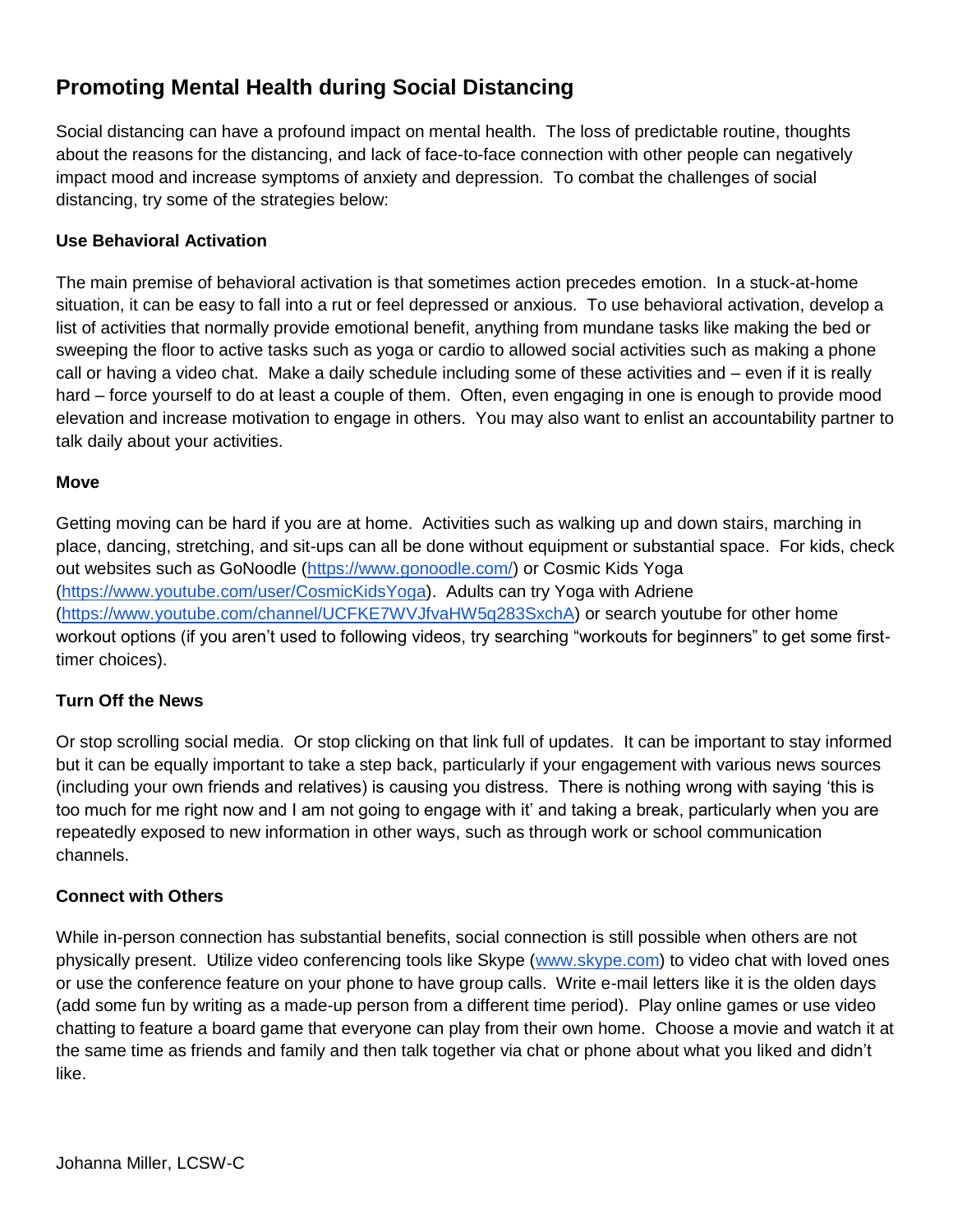# Promoting Mental Health during Social Distancing

Social distancing can have a profound impact on mental health. The loss of predictable routine, thoughts about the reasons for the distancing, and lack of face-to-face connection with other people can negatively impact mood and increase symptoms of anxiety and depression. To combat the challenges of social distancing, try some of the strategies below:

**Use Behavioral Activation**

The main premise of behavioral activation is that sometimes action precedes emotion. In a stuck-at-home situation, it can be easy to fall into a rut or feel depressed or anxious. To use behavioral activation, develop a list of activities that normally provide emotional benefit, anything from mundane tasks like making the bed or sweeping the floor to active tasks such as yoga or cardio to allowed social activities such as making a phone call or having a video chat. Make a daily schedule including some of these activities and – even if it is really hard – force yourself to do at least a couple of them. Often, even engaging in one is enough to provide mood elevation and increase motivation to engage in others. You may also want to enlist an accountability partner to talk daily about your activities.

**Move**

Getting moving can be hard if you are at home. Activities such as walking up and down stairs, marching in place, dancing, stretching, and sit-ups can all be done without equipment or substantial space. For kids, check out websites such as GoNoodle (https://www.gonoodle.com/) or Cosmic Kids Yoga (https://www.youtube.com/user/CosmicKidsYoga). Adults can try Yoga with Adriene (https://www.youtube.com/channel/UCFKE7WVJfvaHW5q283SxchA) or search youtube for other home workout options (if you aren't used to following videos, try searching "workouts for beginners" to get some first-timer choices).

**Turn Off the News**

Or stop scrolling social media. Or stop clicking on that link full of updates. It can be important to stay informed but it can be equally important to take a step back, particularly if your engagement with various news sources (including your own friends and relatives) is causing you distress. There is nothing wrong with saying 'this is too much for me right now and I am not going to engage with it' and taking a break, particularly when you are repeatedly exposed to new information in other ways, such as through work or school communication channels.

**Connect with Others**

While in-person connection has substantial benefits, social connection is still possible when others are not physically present. Utilize video conferencing tools like Skype (www.skype.com) to video chat with loved ones or use the conference feature on your phone to have group calls. Write e-mail letters like it is the olden days (add some fun by writing as a made-up person from a different time period). Play online games or use video chatting to feature a board game that everyone can play from their own home. Choose a movie and watch it at the same time as friends and family and then talk together via chat or phone about what you liked and didn't like.

Johanna Miller, LCSW-C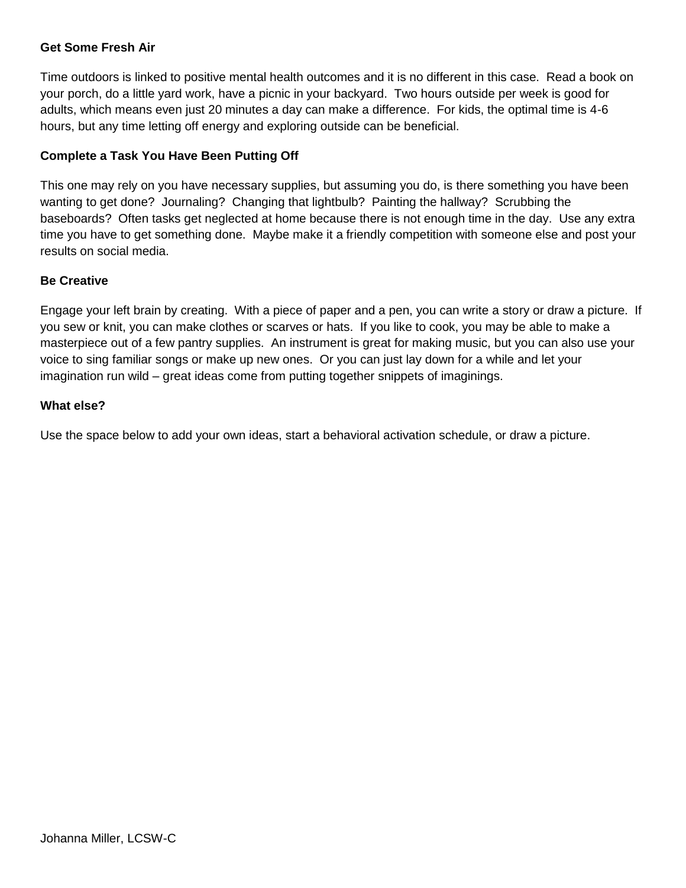**Get Some Fresh Air**

Time outdoors is linked to positive mental health outcomes and it is no different in this case. Read a book on your porch, do a little yard work, have a picnic in your backyard. Two hours outside per week is good for adults, which means even just 20 minutes a day can make a difference. For kids, the optimal time is 4-6 hours, but any time letting off energy and exploring outside can be beneficial.

**Complete a Task You Have Been Putting Off**

This one may rely on you have necessary supplies, but assuming you do, is there something you have been wanting to get done? Journaling? Changing that lightbulb? Painting the hallway? Scrubbing the baseboards? Often tasks get neglected at home because there is not enough time in the day. Use any extra time you have to get something done. Maybe make it a friendly competition with someone else and post your results on social media.

**Be Creative**

Engage your left brain by creating. With a piece of paper and a pen, you can write a story or draw a picture. If you sew or knit, you can make clothes or scarves or hats. If you like to cook, you may be able to make a masterpiece out of a few pantry supplies. An instrument is great for making music, but you can also use your voice to sing familiar songs or make up new ones. Or you can just lay down for a while and let your imagination run wild – great ideas come from putting together snippets of imaginings.

**What else?**

Use the space below to add your own ideas, start a behavioral activation schedule, or draw a picture.

Johanna Miller, LCSW-C